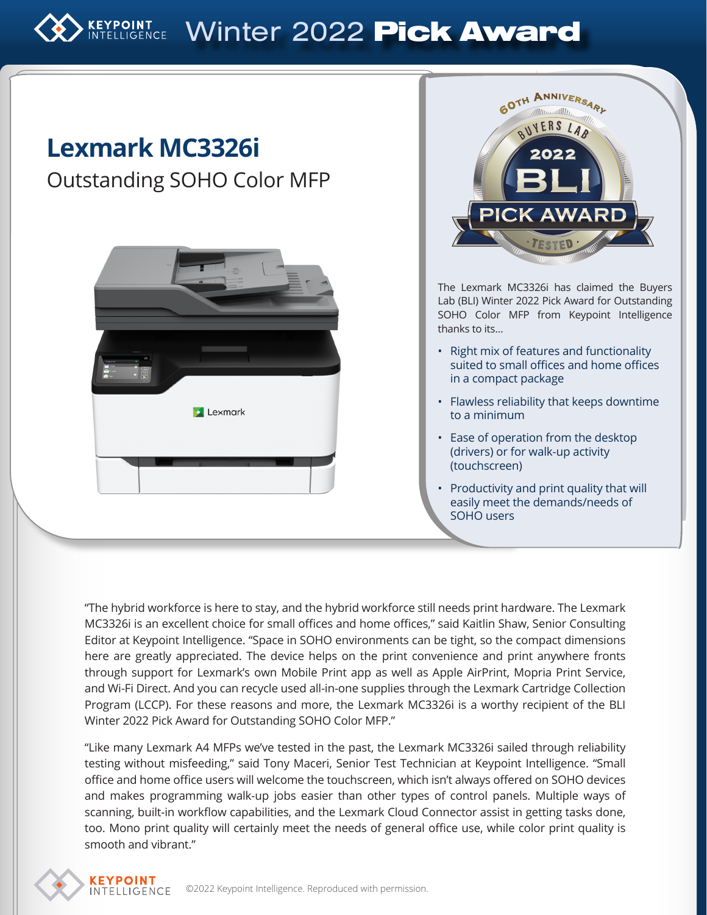KEYPOINT INTELLIGENCE Winter 2022 **Pick Award**

# Lexmark MC3326i

## Outstanding SOHO Color MFP

60TH ANNIVERSARY BUYERS LAB 2022 BLI PICK AWARD · TESTED ·

The Lexmark MC3326i has claimed the Buyers Lab (BLI) Winter 2022 Pick Award for Outstanding SOHO Color MFP from Keypoint Intelligence thanks to its...

- Right mix of features and functionality suited to small offices and home offices in a compact package
- Flawless reliability that keeps downtime to a minimum
- Ease of operation from the desktop (drivers) or for walk-up activity (touchscreen)
- Productivity and print quality that will easily meet the demands/needs of SOHO users

"The hybrid workforce is here to stay, and the hybrid workforce still needs print hardware. The Lexmark MC3326i is an excellent choice for small offices and home offices," said Kaitlin Shaw, Senior Consulting Editor at Keypoint Intelligence. "Space in SOHO environments can be tight, so the compact dimensions here are greatly appreciated. The device helps on the print convenience and print anywhere fronts through support for Lexmark's own Mobile Print app as well as Apple AirPrint, Mopria Print Service, and Wi-Fi Direct. And you can recycle used all-in-one supplies through the Lexmark Cartridge Collection Program (LCCP). For these reasons and more, the Lexmark MC3326i is a worthy recipient of the BLI Winter 2022 Pick Award for Outstanding SOHO Color MFP."

"Like many Lexmark A4 MFPs we've tested in the past, the Lexmark MC3326i sailed through reliability testing without misfeeding," said Tony Maceri, Senior Test Technician at Keypoint Intelligence. "Small office and home office users will welcome the touchscreen, which isn't always offered on SOHO devices and makes programming walk-up jobs easier than other types of control panels. Multiple ways of scanning, built-in workflow capabilities, and the Lexmark Cloud Connector assist in getting tasks done, too. Mono print quality will certainly meet the needs of general office use, while color print quality is smooth and vibrant."

KEYPOINT INTELLIGENCE ©2022 Keypoint Intelligence. Reproduced with permission.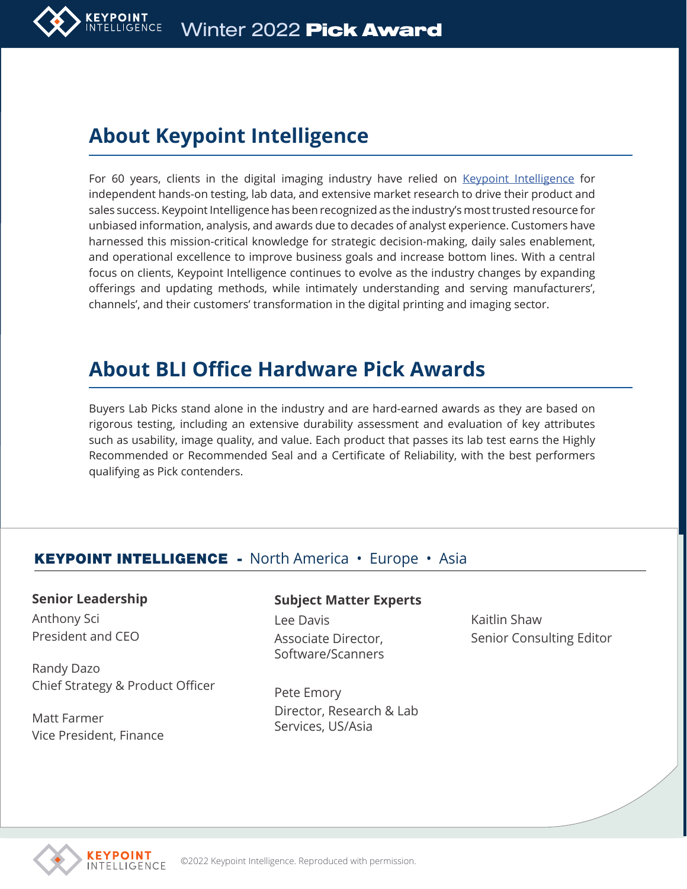## About Keypoint Intelligence

For 60 years, clients in the digital imaging industry have relied on Keypoint Intelligence for independent hands-on testing, lab data, and extensive market research to drive their product and sales success. Keypoint Intelligence has been recognized as the industry's most trusted resource for unbiased information, analysis, and awards due to decades of analyst experience. Customers have harnessed this mission-critical knowledge for strategic decision-making, daily sales enablement, and operational excellence to improve business goals and increase bottom lines. With a central focus on clients, Keypoint Intelligence continues to evolve as the industry changes by expanding offerings and updating methods, while intimately understanding and serving manufacturers', channels', and their customers' transformation in the digital printing and imaging sector.

## About BLI Office Hardware Pick Awards

Buyers Lab Picks stand alone in the industry and are hard-earned awards as they are based on rigorous testing, including an extensive durability assessment and evaluation of key attributes such as usability, image quality, and value. Each product that passes its lab test earns the Highly Recommended or Recommended Seal and a Certificate of Reliability, with the best performers qualifying as Pick contenders.

**KEYPOINT INTELLIGENCE** - North America • Europe • Asia

**Senior Leadership**

Anthony Sci
President and CEO

Randy Dazo
Chief Strategy & Product Officer

Matt Farmer
Vice President, Finance

**Subject Matter Experts**

Lee Davis
Associate Director, Software/Scanners

Pete Emory
Director, Research & Lab Services, US/Asia

Kaitlin Shaw
Senior Consulting Editor

©2022 Keypoint Intelligence. Reproduced with permission.